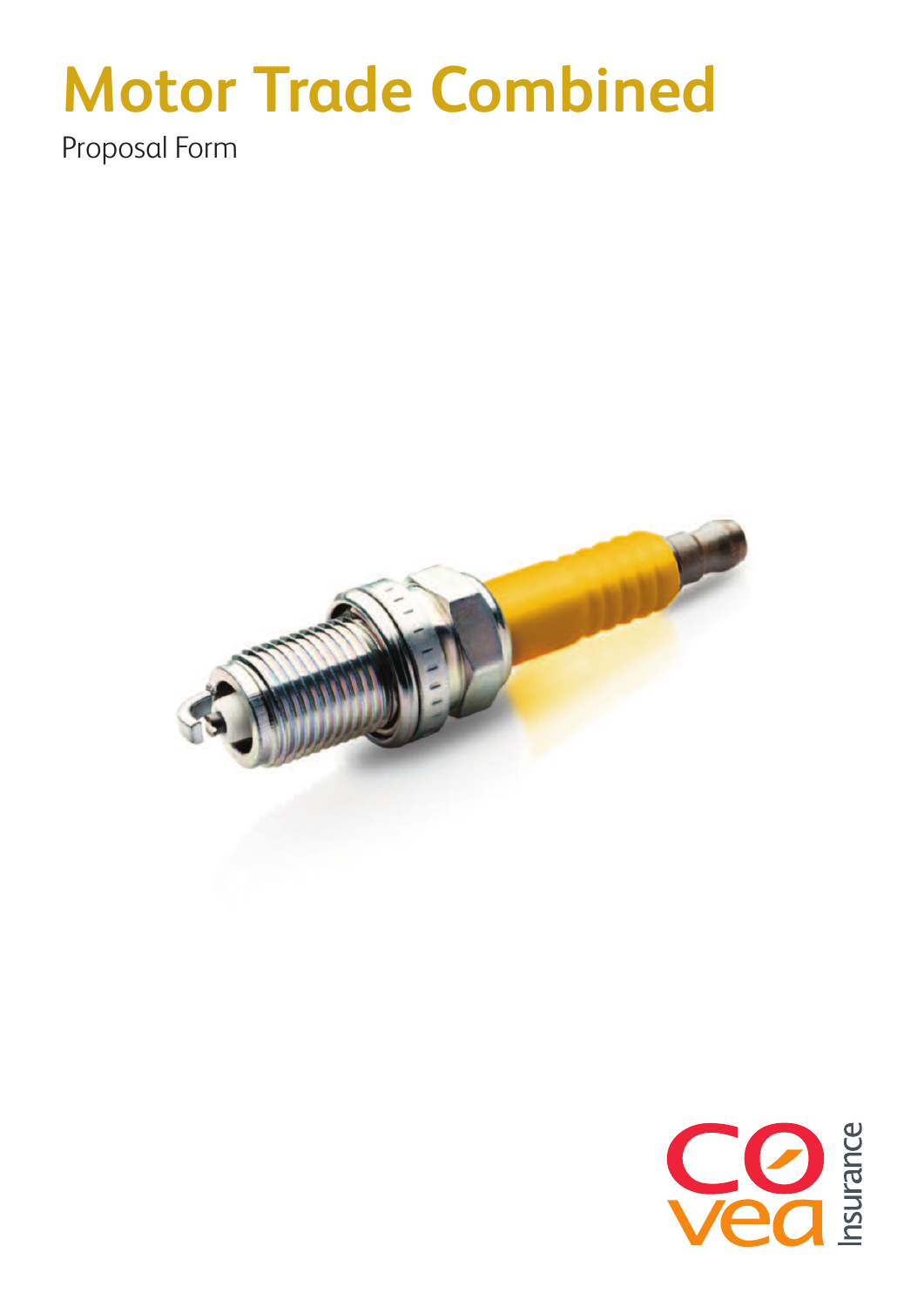# Motor Trade Combined

Proposal Form

Covea Insurance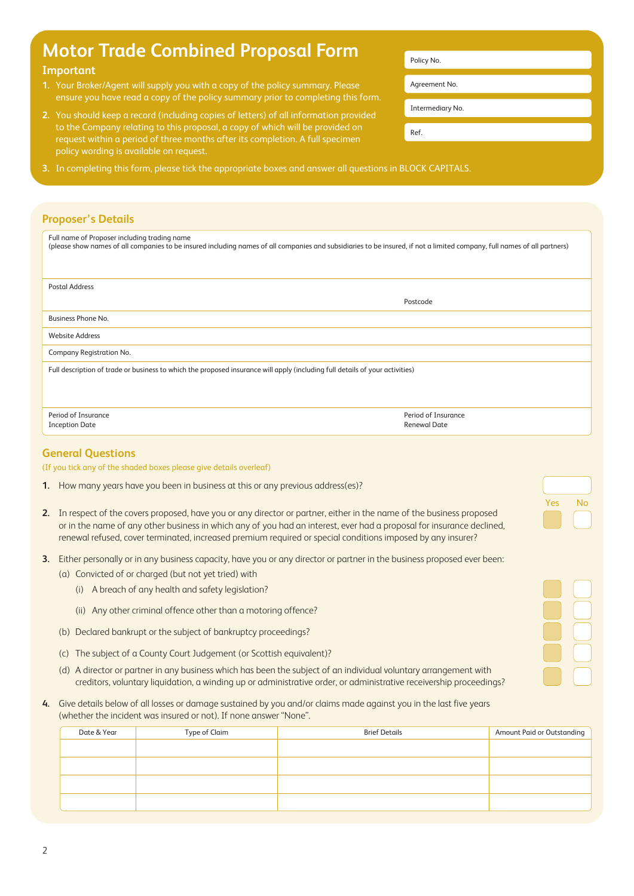# Motor Trade Combined Proposal Form

| Policy No. | |
|---|---|
| Agreement No. | |
| Intermediary No. | |
| Ref. | |

### Important

1. Your Broker/Agent will supply you with a copy of the policy summary. Please ensure you have read a copy of the policy summary prior to completing this form.
2. You should keep a record (including copies of letters) of all information provided to the Company relating to this proposal, a copy of which will be provided on request within a period of three months after its completion. A full specimen policy wording is available on request.
3. In completing this form, please tick the appropriate boxes and answer all questions in BLOCK CAPITALS.

## Proposer's Details

| | |
|---|---|
| Full name of Proposer including trading name<br>(please show names of all companies to be insured including names of all companies and subsidiaries to be insured, if not a limited company, full names of all partners) | |
| Postal Address | Postcode |
| Business Phone No. | |
| Website Address | |
| Company Registration No. | |
| Full description of trade or business to which the proposed insurance will apply (including full details of your activities) | |
| Period of Insurance Inception Date | Period of Insurance Renewal Date |

## General Questions

(If you tick any of the shaded boxes please give details overleaf)

1. How many years have you been in business at this or any previous address(es)? ☐

| | Yes | No |
|---|---|---|
| 2. In respect of the covers proposed, have you or any director or partner, either in the name of the business proposed or in the name of any other business in which any of you had an interest, ever had a proposal for insurance declined, renewal refused, cover terminated, increased premium required or special conditions imposed by any insurer? | ☐ | ☐ |
| 3. Either personally or in any business capacity, have you or any director or partner in the business proposed ever been: | | |
| (a) Convicted of or charged (but not yet tried) with | | |
| (i) A breach of any health and safety legislation? | ☐ | ☐ |
| (ii) Any other criminal offence other than a motoring offence? | ☐ | ☐ |
| (b) Declared bankrupt or the subject of bankruptcy proceedings? | ☐ | ☐ |
| (c) The subject of a County Court Judgement (or Scottish equivalent)? | ☐ | ☐ |
| (d) A director or partner in any business which has been the subject of an individual voluntary arrangement with creditors, voluntary liquidation, a winding up or administrative order, or administrative receivership proceedings? | ☐ | ☐ |

4. Give details below of all losses or damage sustained by you and/or claims made against you in the last five years (whether the incident was insured or not). If none answer "None".

| Date & Year | Type of Claim | Brief Details | Amount Paid or Outstanding |
|---|---|---|---|
| | | | |
| | | | |
| | | | |
| | | | |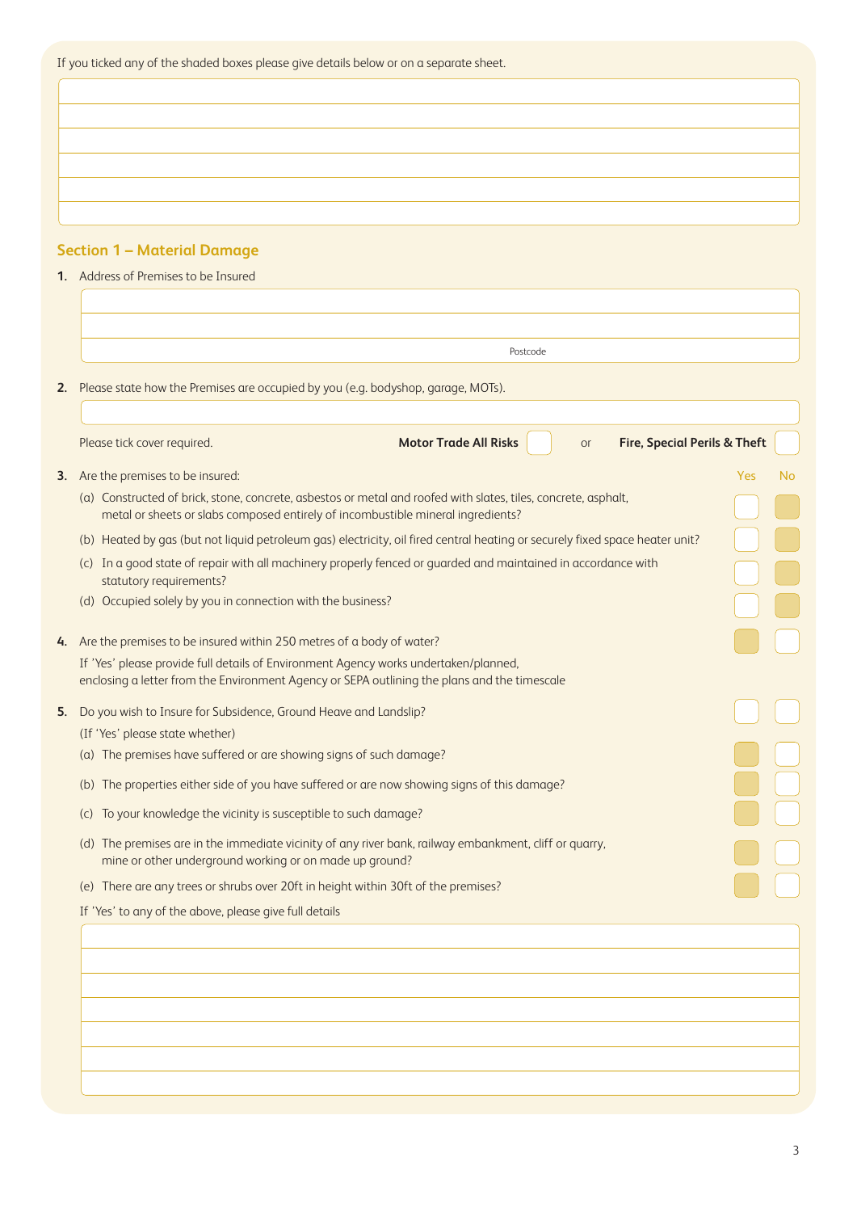If you ticked any of the shaded boxes please give details below or on a separate sheet.

## Section 1 – Material Damage

**1.** Address of Premises to be Insured

Postcode

**2.** Please state how the Premises are occupied by you (e.g. bodyshop, garage, MOTs).

Please tick cover required. **Motor Trade All Risks** ☐ or **Fire, Special Perils & Theft** ☐

| | | Yes | No |
|---|---|---|---|
| **3.** | Are the premises to be insured: | | |
| | (a) Constructed of brick, stone, concrete, asbestos or metal and roofed with slates, tiles, concrete, asphalt, metal or sheets or slabs composed entirely of incombustible mineral ingredients? | ☐ | ☐ |
| | (b) Heated by gas (but not liquid petroleum gas) electricity, oil fired central heating or securely fixed space heater unit? | ☐ | ☐ |
| | (c) In a good state of repair with all machinery properly fenced or guarded and maintained in accordance with statutory requirements? | ☐ | ☐ |
| | (d) Occupied solely by you in connection with the business? | ☐ | ☐ |
| **4.** | Are the premises to be insured within 250 metres of a body of water? If 'Yes' please provide full details of Environment Agency works undertaken/planned, enclosing a letter from the Environment Agency or SEPA outlining the plans and the timescale | ☐ | ☐ |
| **5.** | Do you wish to Insure for Subsidence, Ground Heave and Landslip? (If 'Yes' please state whether) | ☐ | ☐ |
| | (a) The premises have suffered or are showing signs of such damage? | ☐ | ☐ |
| | (b) The properties either side of you have suffered or are now showing signs of this damage? | ☐ | ☐ |
| | (c) To your knowledge the vicinity is susceptible to such damage? | ☐ | ☐ |
| | (d) The premises are in the immediate vicinity of any river bank, railway embankment, cliff or quarry, mine or other underground working or on made up ground? | ☐ | ☐ |
| | (e) There are any trees or shrubs over 20ft in height within 30ft of the premises? | ☐ | ☐ |

If 'Yes' to any of the above, please give full details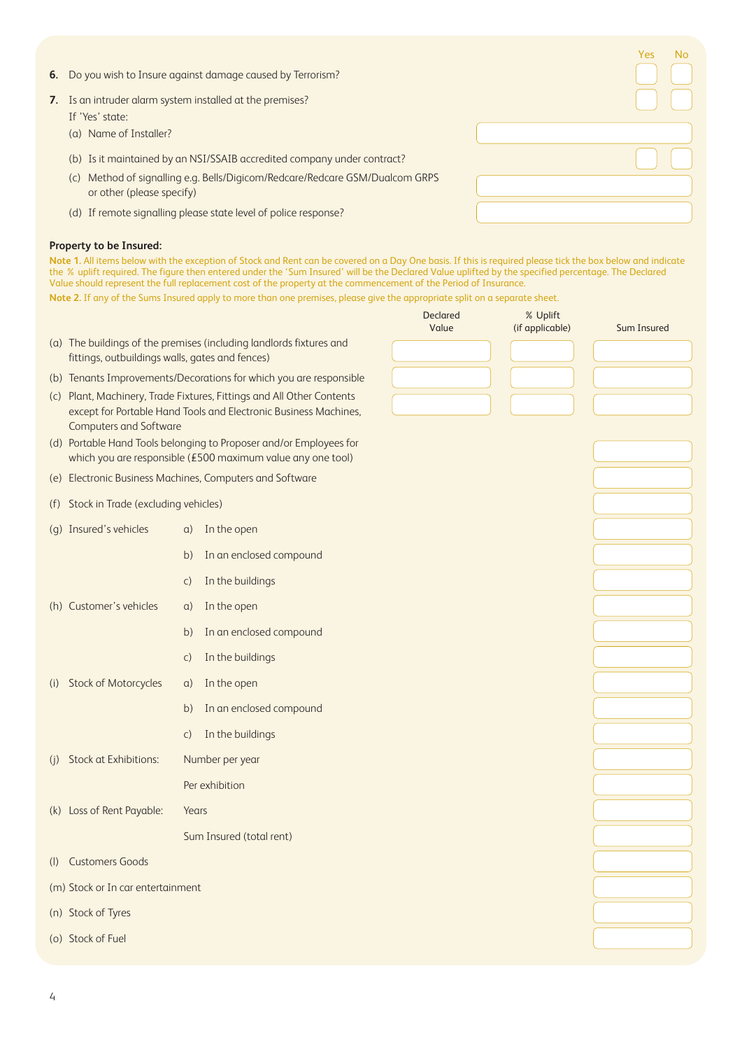| | Yes | No |
|---|---|---|
| **6.** Do you wish to Insure against damage caused by Terrorism? | | |
| **7.** Is an intruder alarm system installed at the premises? | | |

If 'Yes' state:

| | |
|---|---|
| (a) Name of Installer? | |
| (b) Is it maintained by an NSI/SSAIB accredited company under contract? | Yes / No |
| (c) Method of signalling e.g. Bells/Digicom/Redcare/Redcare GSM/Dualcom GRPS or other (please specify) | |
| (d) If remote signalling please state level of police response? | |

**Property to be Insured:**

**Note 1.** All items below with the exception of Stock and Rent can be covered on a Day One basis. If this is required please tick the box below and indicate the % uplift required. The figure then entered under the 'Sum Insured' will be the Declared Value uplifted by the specified percentage. The Declared Value should represent the full replacement cost of the property at the commencement of the Period of Insurance.

**Note 2.** If any of the Sums Insured apply to more than one premises, please give the appropriate split on a separate sheet.

| | | Declared Value | % Uplift (if applicable) | Sum Insured |
|---|---|---|---|---|
| (a) The buildings of the premises (including landlords fixtures and fittings, outbuildings walls, gates and fences) | | | | |
| (b) Tenants Improvements/Decorations for which you are responsible | | | | |
| (c) Plant, Machinery, Trade Fixtures, Fittings and All Other Contents except for Portable Hand Tools and Electronic Business Machines, Computers and Software | | | | |
| (d) Portable Hand Tools belonging to Proposer and/or Employees for which you are responsible (£500 maximum value any one tool) | | | | |
| (e) Electronic Business Machines, Computers and Software | | | | |
| (f) Stock in Trade (excluding vehicles) | | | | |
| (g) Insured's vehicles | a) In the open | | | |
| | b) In an enclosed compound | | | |
| | c) In the buildings | | | |
| (h) Customer's vehicles | a) In the open | | | |
| | b) In an enclosed compound | | | |
| | c) In the buildings | | | |
| (i) Stock of Motorcycles | a) In the open | | | |
| | b) In an enclosed compound | | | |
| | c) In the buildings | | | |
| (j) Stock at Exhibitions: | Number per year | | | |
| | Per exhibition | | | |
| (k) Loss of Rent Payable: | Years | | | |
| | Sum Insured (total rent) | | | |
| (l) Customers Goods | | | | |
| (m) Stock or In car entertainment | | | | |
| (n) Stock of Tyres | | | | |
| (o) Stock of Fuel | | | | |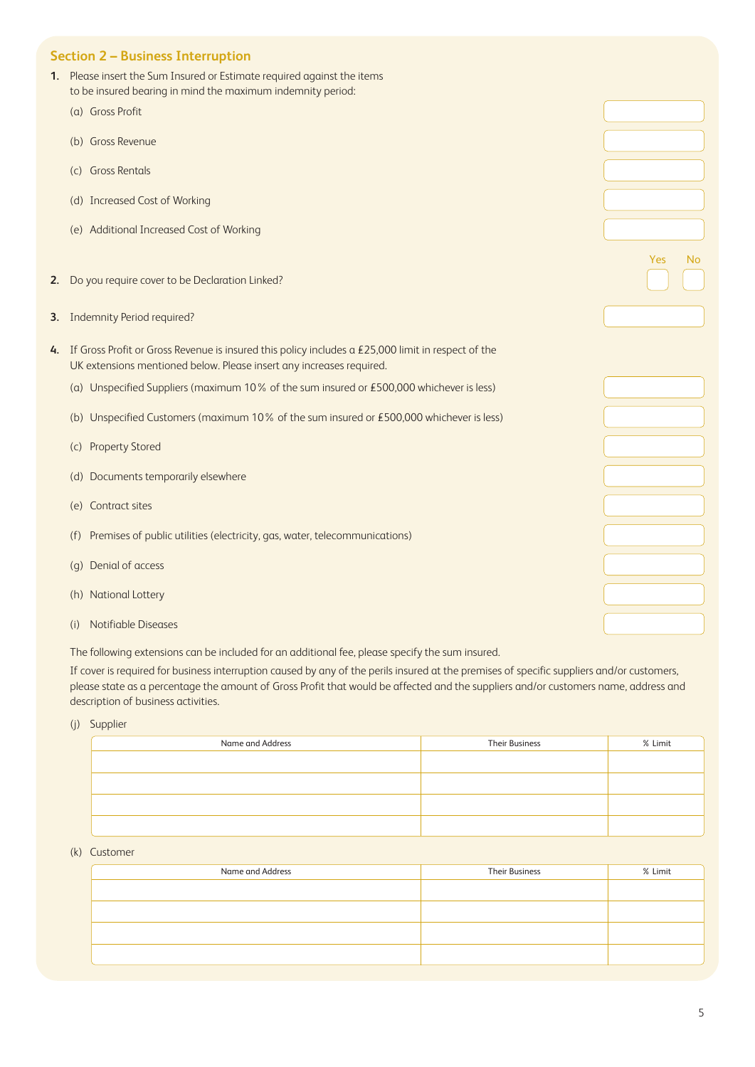## Section 2 – Business Interruption

1. Please insert the Sum Insured or Estimate required against the items to be insured bearing in mind the maximum indemnity period:

   (a) Gross Profit

   (b) Gross Revenue

   (c) Gross Rentals

   (d) Increased Cost of Working

   (e) Additional Increased Cost of Working

2. Do you require cover to be Declaration Linked? Yes / No

3. Indemnity Period required?

4. If Gross Profit or Gross Revenue is insured this policy includes a £25,000 limit in respect of the UK extensions mentioned below. Please insert any increases required.

   (a) Unspecified Suppliers (maximum 10% of the sum insured or £500,000 whichever is less)

   (b) Unspecified Customers (maximum 10% of the sum insured or £500,000 whichever is less)

   (c) Property Stored

   (d) Documents temporarily elsewhere

   (e) Contract sites

   (f) Premises of public utilities (electricity, gas, water, telecommunications)

   (g) Denial of access

   (h) National Lottery

   (i) Notifiable Diseases

   The following extensions can be included for an additional fee, please specify the sum insured.

   If cover is required for business interruption caused by any of the perils insured at the premises of specific suppliers and/or customers, please state as a percentage the amount of Gross Profit that would be affected and the suppliers and/or customers name, address and description of business activities.

   (j) Supplier

| Name and Address | Their Business | % Limit |
|---|---|---|
| | | |
| | | |
| | | |
| | | |

   (k) Customer

| Name and Address | Their Business | % Limit |
|---|---|---|
| | | |
| | | |
| | | |
| | | |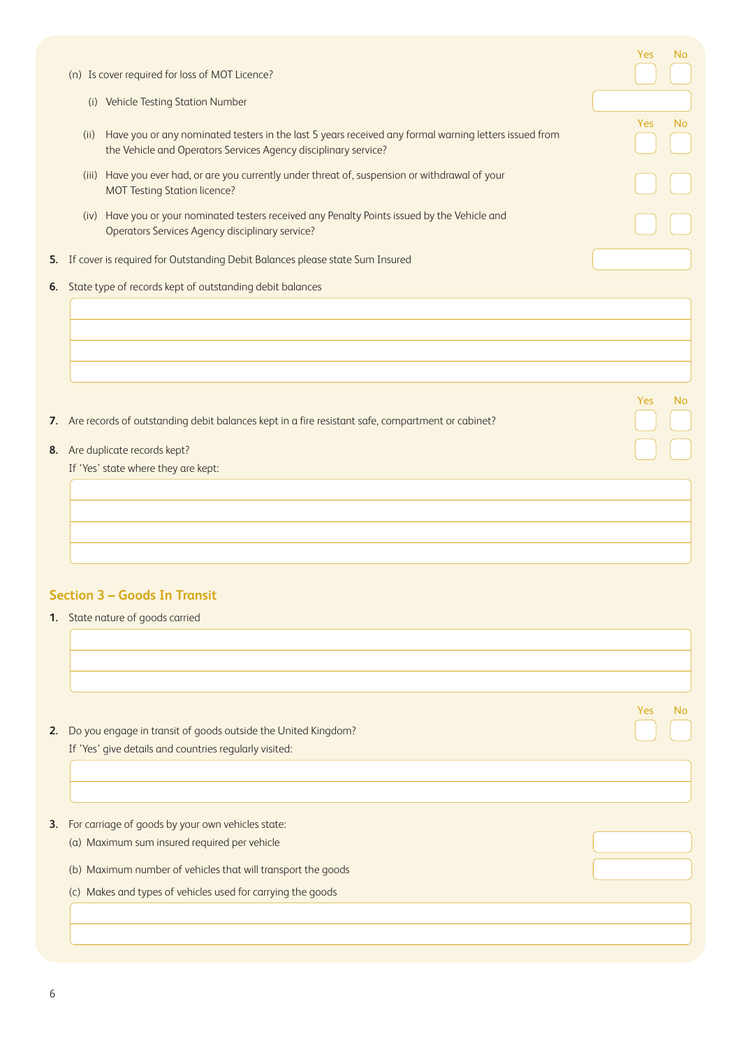(n) Is cover required for loss of MOT Licence? Yes ☐ No ☐

(i) Vehicle Testing Station Number

(ii) Have you or any nominated testers in the last 5 years received any formal warning letters issued from the Vehicle and Operators Services Agency disciplinary service? Yes ☐ No ☐

(iii) Have you ever had, or are you currently under threat of, suspension or withdrawal of your MOT Testing Station licence? Yes ☐ No ☐

(iv) Have you or your nominated testers received any Penalty Points issued by the Vehicle and Operators Services Agency disciplinary service? Yes ☐ No ☐

**5.** If cover is required for Outstanding Debit Balances please state Sum Insured

**6.** State type of records kept of outstanding debit balances

**7.** Are records of outstanding debit balances kept in a fire resistant safe, compartment or cabinet? Yes ☐ No ☐

**8.** Are duplicate records kept? Yes ☐ No ☐

If 'Yes' state where they are kept:

## Section 3 – Goods In Transit

**1.** State nature of goods carried

**2.** Do you engage in transit of goods outside the United Kingdom? Yes ☐ No ☐

If 'Yes' give details and countries regularly visited:

**3.** For carriage of goods by your own vehicles state:

(a) Maximum sum insured required per vehicle

(b) Maximum number of vehicles that will transport the goods

(c) Makes and types of vehicles used for carrying the goods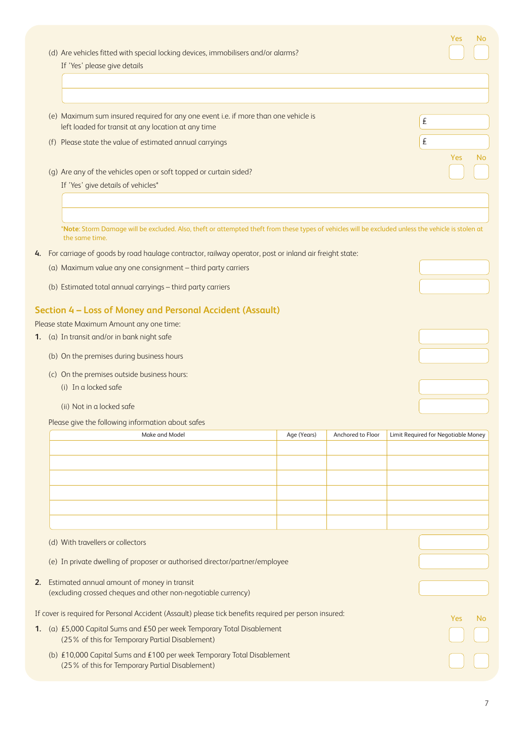(d) Are vehicles fitted with special locking devices, immobilisers and/or alarms? Yes ☐ No ☐

If 'Yes' please give details

(e) Maximum sum insured required for any one event i.e. if more than one vehicle is left loaded for transit at any location at any time £

(f) Please state the value of estimated annual carryings £

(g) Are any of the vehicles open or soft topped or curtain sided? Yes ☐ No ☐

If 'Yes' give details of vehicles*

***Note**: Storm Damage will be excluded. Also, theft or attempted theft from these types of vehicles will be excluded unless the vehicle is stolen at the same time.

**4.** For carriage of goods by road haulage contractor, railway operator, post or inland air freight state:

(a) Maximum value any one consignment – third party carriers

(b) Estimated total annual carryings – third party carriers

## Section 4 – Loss of Money and Personal Accident (Assault)

Please state Maximum Amount any one time:

**1.** (a) In transit and/or in bank night safe

(b) On the premises during business hours

(c) On the premises outside business hours:

(i) In a locked safe

(ii) Not in a locked safe

Please give the following information about safes

| Make and Model | Age (Years) | Anchored to Floor | Limit Required for Negotiable Money |
|---|---|---|---|
| | | | |
| | | | |
| | | | |
| | | | |
| | | | |
| | | | |

(d) With travellers or collectors

(e) In private dwelling of proposer or authorised director/partner/employee

**2.** Estimated annual amount of money in transit (excluding crossed cheques and other non-negotiable currency)

If cover is required for Personal Accident (Assault) please tick benefits required per person insured:

**1.** (a) £5,000 Capital Sums and £50 per week Temporary Total Disablement (25% of this for Temporary Partial Disablement) Yes ☐ No ☐

(b) £10,000 Capital Sums and £100 per week Temporary Total Disablement (25% of this for Temporary Partial Disablement) Yes ☐ No ☐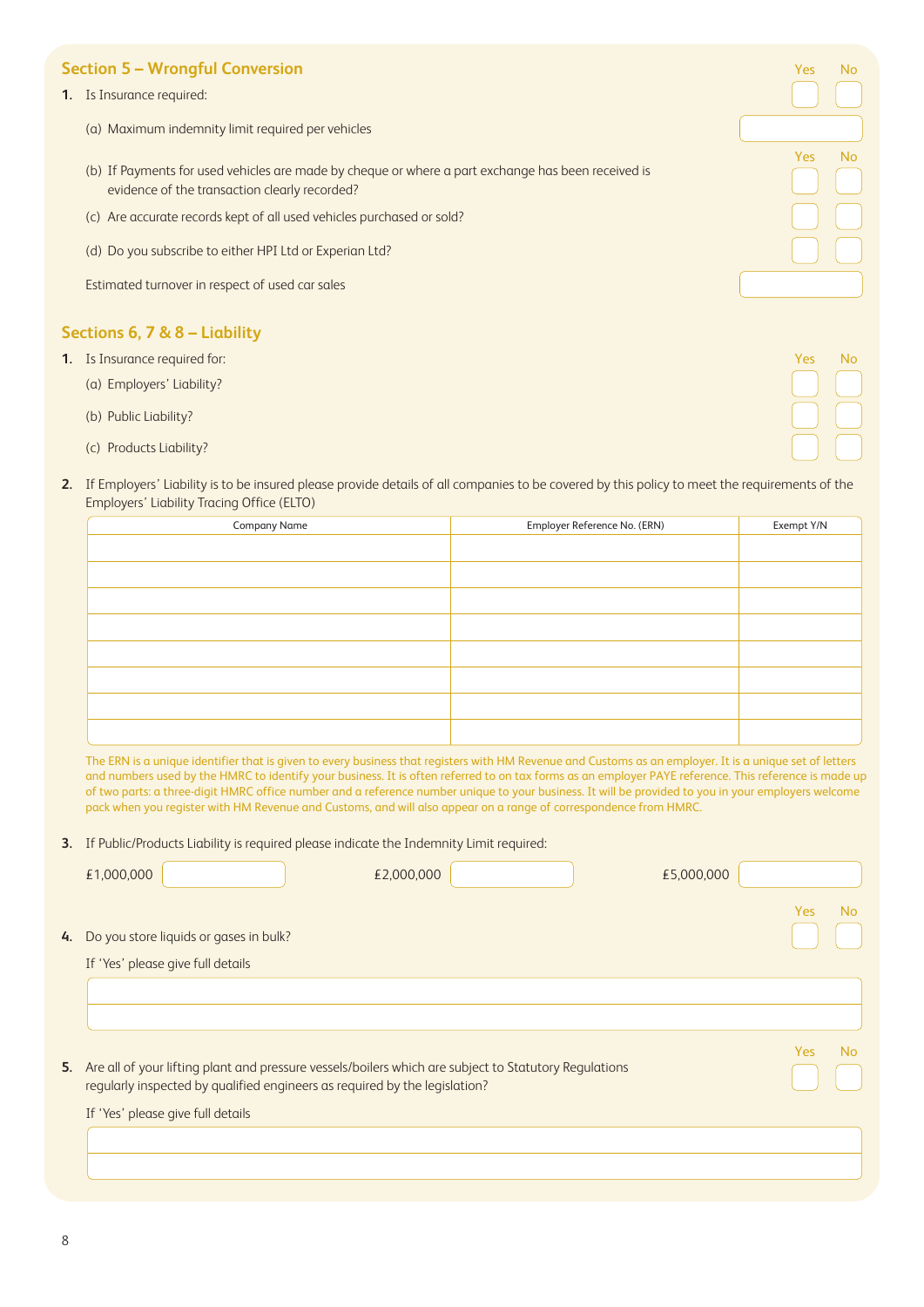## Section 5 – Wrongful Conversion

1. Is Insurance required: Yes / No

   (a) Maximum indemnity limit required per vehicles

   (b) If Payments for used vehicles are made by cheque or where a part exchange has been received is evidence of the transaction clearly recorded? Yes / No

   (c) Are accurate records kept of all used vehicles purchased or sold? Yes / No

   (d) Do you subscribe to either HPI Ltd or Experian Ltd? Yes / No

   Estimated turnover in respect of used car sales

## Sections 6, 7 & 8 – Liability

1. Is Insurance required for: Yes / No

   (a) Employers' Liability?

   (b) Public Liability?

   (c) Products Liability?

2. If Employers' Liability is to be insured please provide details of all companies to be covered by this policy to meet the requirements of the Employers' Liability Tracing Office (ELTO)

| Company Name | Employer Reference No. (ERN) | Exempt Y/N |
|---|---|---|
| | | |
| | | |
| | | |
| | | |
| | | |
| | | |
| | | |
| | | |

The ERN is a unique identifier that is given to every business that registers with HM Revenue and Customs as an employer. It is a unique set of letters and numbers used by the HMRC to identify your business. It is often referred to on tax forms as an employer PAYE reference. This reference is made up of two parts: a three-digit HMRC office number and a reference number unique to your business. It will be provided to you in your employers welcome pack when you register with HM Revenue and Customs, and will also appear on a range of correspondence from HMRC.

3. If Public/Products Liability is required please indicate the Indemnity Limit required:

   £1,000,000 &nbsp;&nbsp; £2,000,000 &nbsp;&nbsp; £5,000,000

4. Do you store liquids or gases in bulk? Yes / No

   If 'Yes' please give full details

5. Are all of your lifting plant and pressure vessels/boilers which are subject to Statutory Regulations regularly inspected by qualified engineers as required by the legislation? Yes / No

   If 'Yes' please give full details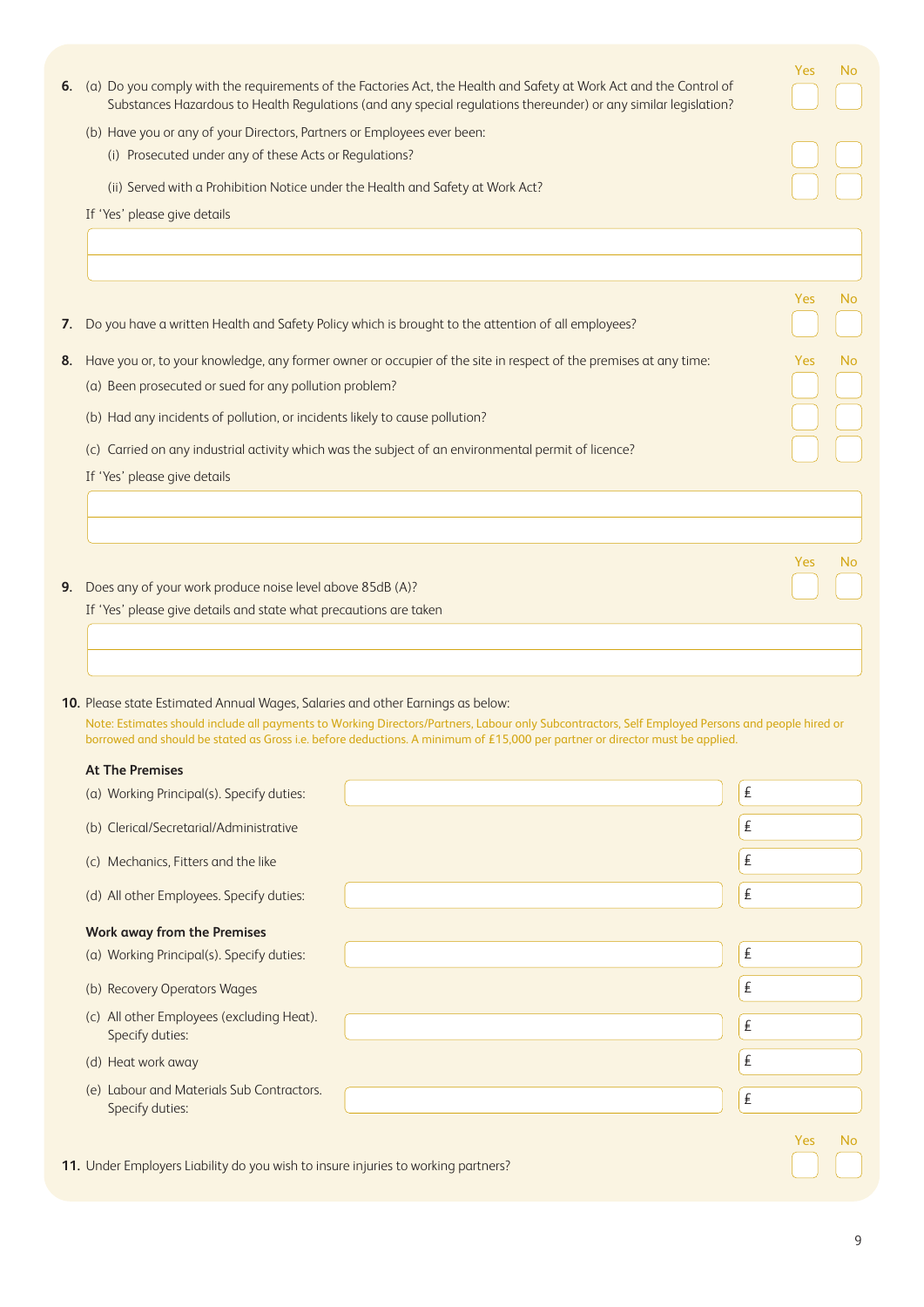**6.** (a) Do you comply with the requirements of the Factories Act, the Health and Safety at Work Act and the Control of Substances Hazardous to Health Regulations (and any special regulations thereunder) or any similar legislation? Yes ☐ No ☐

(b) Have you or any of your Directors, Partners or Employees ever been:

(i) Prosecuted under any of these Acts or Regulations? Yes ☐ No ☐

(ii) Served with a Prohibition Notice under the Health and Safety at Work Act? Yes ☐ No ☐

If 'Yes' please give details

_______________________________________________

_______________________________________________

**7.** Do you have a written Health and Safety Policy which is brought to the attention of all employees? Yes ☐ No ☐

**8.** Have you or, to your knowledge, any former owner or occupier of the site in respect of the premises at any time:

(a) Been prosecuted or sued for any pollution problem? Yes ☐ No ☐

(b) Had any incidents of pollution, or incidents likely to cause pollution? Yes ☐ No ☐

(c) Carried on any industrial activity which was the subject of an environmental permit of licence? Yes ☐ No ☐

If 'Yes' please give details

_______________________________________________

_______________________________________________

**9.** Does any of your work produce noise level above 85dB (A)? Yes ☐ No ☐

If 'Yes' please give details and state what precautions are taken

_______________________________________________

_______________________________________________

**10.** Please state Estimated Annual Wages, Salaries and other Earnings as below:

Note: Estimates should include all payments to Working Directors/Partners, Labour only Subcontractors, Self Employed Persons and people hired or borrowed and should be stated as Gross i.e. before deductions. A minimum of £15,000 per partner or director must be applied.

**At The Premises**

| | Duties | Amount |
|---|---|---|
| (a) Working Principal(s). Specify duties: | | £ |
| (b) Clerical/Secretarial/Administrative | | £ |
| (c) Mechanics, Fitters and the like | | £ |
| (d) All other Employees. Specify duties: | | £ |

**Work away from the Premises**

| | Duties | Amount |
|---|---|---|
| (a) Working Principal(s). Specify duties: | | £ |
| (b) Recovery Operators Wages | | £ |
| (c) All other Employees (excluding Heat). Specify duties: | | £ |
| (d) Heat work away | | £ |
| (e) Labour and Materials Sub Contractors. Specify duties: | | £ |

**11.** Under Employers Liability do you wish to insure injuries to working partners? Yes ☐ No ☐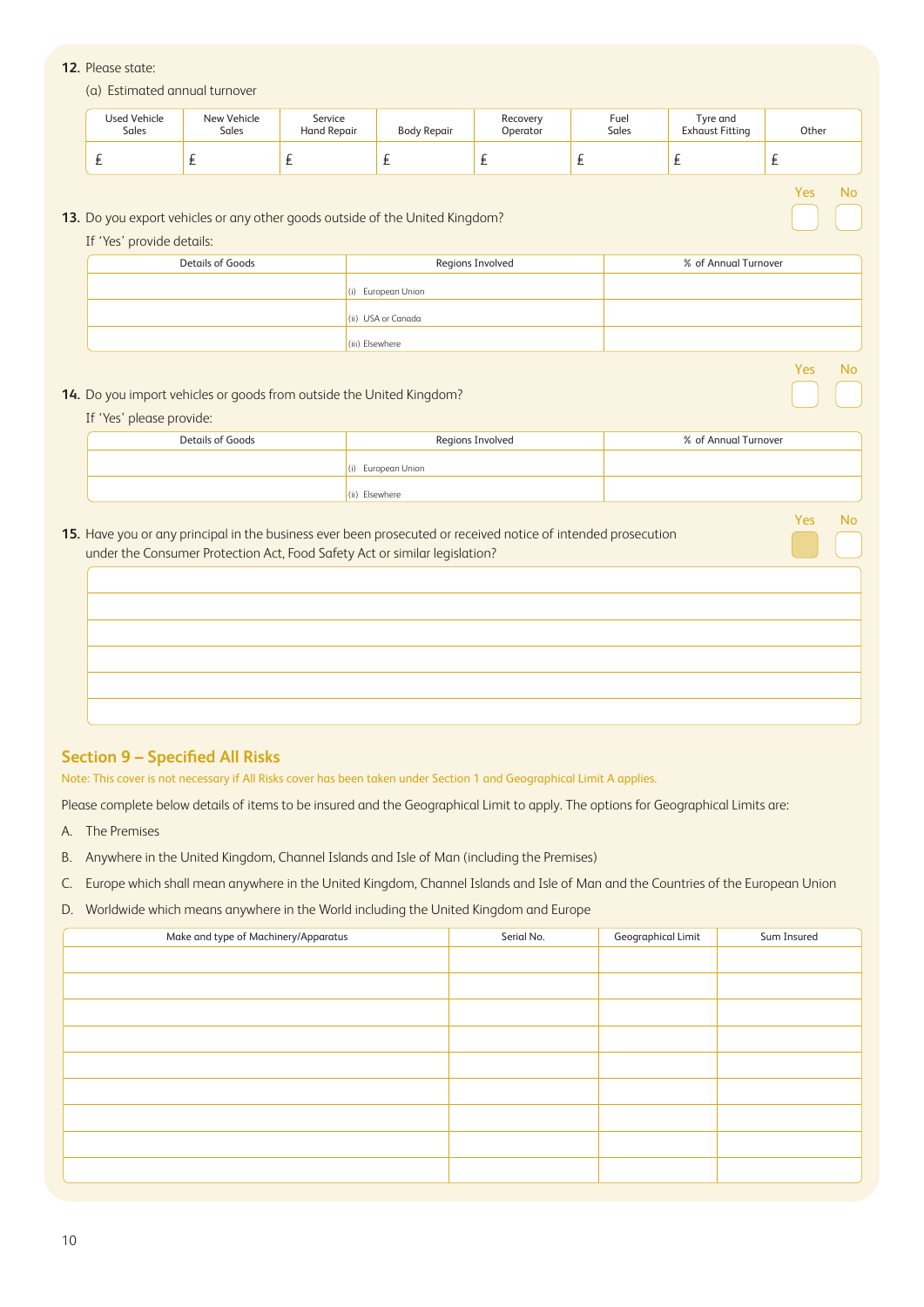**12.** Please state:

(a) Estimated annual turnover

| Used Vehicle Sales | New Vehicle Sales | Service Hand Repair | Body Repair | Recovery Operator | Fuel Sales | Tyre and Exhaust Fitting | Other |
|---|---|---|---|---|---|---|---|
| £ | £ | £ | £ | £ | £ | £ | £ |

**13.** Do you export vehicles or any other goods outside of the United Kingdom? Yes ☐ No ☐

If 'Yes' provide details:

| Details of Goods | Regions Involved | % of Annual Turnover |
|---|---|---|
| | (i) European Union | |
| | (ii) USA or Canada | |
| | (iii) Elsewhere | |

**14.** Do you import vehicles or goods from outside the United Kingdom? Yes ☐ No ☐

If 'Yes' please provide:

| Details of Goods | Regions Involved | % of Annual Turnover |
|---|---|---|
| | (i) European Union | |
| | (ii) Elsewhere | |

**15.** Have you or any principal in the business ever been prosecuted or received notice of intended prosecution under the Consumer Protection Act, Food Safety Act or similar legislation? Yes ☐ No ☐

| |
|---|
| |
| |
| |
| |
| |
| |

## Section 9 – Specified All Risks

Note: This cover is not necessary if All Risks cover has been taken under Section 1 and Geographical Limit A applies.

Please complete below details of items to be insured and the Geographical Limit to apply. The options for Geographical Limits are:

A. The Premises

B. Anywhere in the United Kingdom, Channel Islands and Isle of Man (including the Premises)

C. Europe which shall mean anywhere in the United Kingdom, Channel Islands and Isle of Man and the Countries of the European Union

D. Worldwide which means anywhere in the World including the United Kingdom and Europe

| Make and type of Machinery/Apparatus | Serial No. | Geographical Limit | Sum Insured |
|---|---|---|---|
| | | | |
| | | | |
| | | | |
| | | | |
| | | | |
| | | | |
| | | | |
| | | | |
| | | | |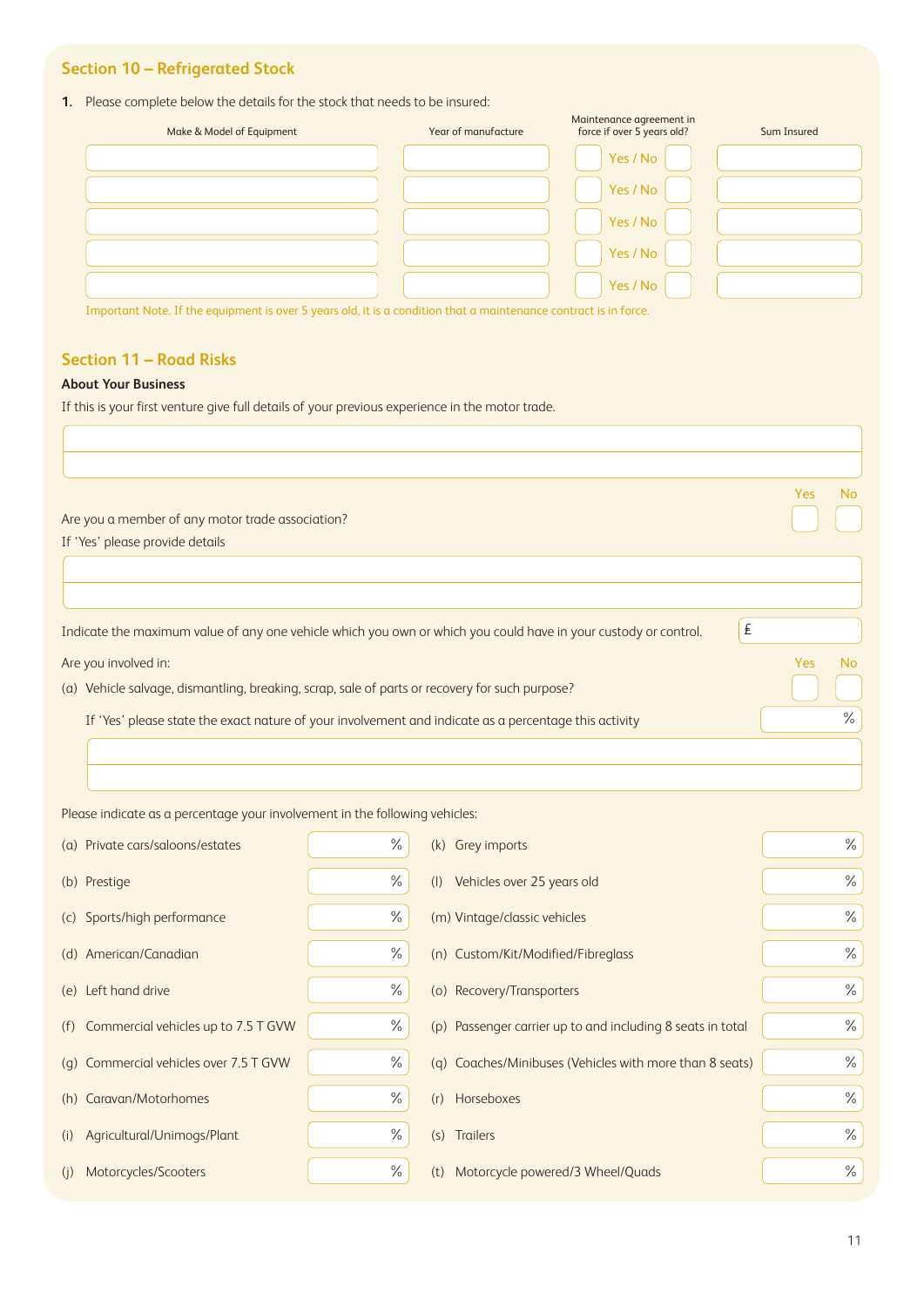## Section 10 – Refrigerated Stock

1. Please complete below the details for the stock that needs to be insured:

| Make & Model of Equipment | Year of manufacture | Maintenance agreement in force if over 5 years old? | Sum Insured |
|---|---|---|---|
| | | Yes / No | |
| | | Yes / No | |
| | | Yes / No | |
| | | Yes / No | |
| | | Yes / No | |

Important Note. If the equipment is over 5 years old, it is a condition that a maintenance contract is in force.

## Section 11 – Road Risks

**About Your Business**

If this is your first venture give full details of your previous experience in the motor trade.

Are you a member of any motor trade association? Yes / No

If 'Yes' please provide details

Indicate the maximum value of any one vehicle which you own or which you could have in your custody or control. £

Are you involved in: Yes / No

(a) Vehicle salvage, dismantling, breaking, scrap, sale of parts or recovery for such purpose?

If 'Yes' please state the exact nature of your involvement and indicate as a percentage this activity %

Please indicate as a percentage your involvement in the following vehicles:

| | | | | | |
|---|---|---|---|---|---|
| (a) | Private cars/saloons/estates | % | (k) | Grey imports | % |
| (b) | Prestige | % | (l) | Vehicles over 25 years old | % |
| (c) | Sports/high performance | % | (m) | Vintage/classic vehicles | % |
| (d) | American/Canadian | % | (n) | Custom/Kit/Modified/Fibreglass | % |
| (e) | Left hand drive | % | (o) | Recovery/Transporters | % |
| (f) | Commercial vehicles up to 7.5 T GVW | % | (p) | Passenger carrier up to and including 8 seats in total | % |
| (g) | Commercial vehicles over 7.5 T GVW | % | (q) | Coaches/Minibuses (Vehicles with more than 8 seats) | % |
| (h) | Caravan/Motorhomes | % | (r) | Horseboxes | % |
| (i) | Agricultural/Unimogs/Plant | % | (s) | Trailers | % |
| (j) | Motorcycles/Scooters | % | (t) | Motorcycle powered/3 Wheel/Quads | % |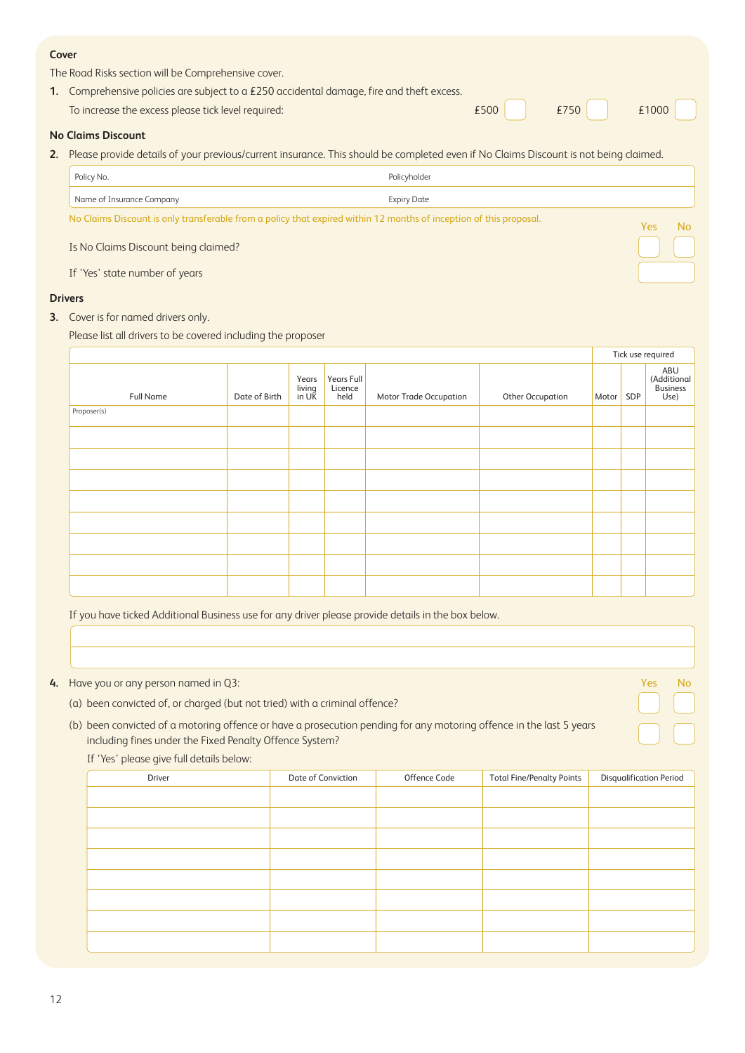### Cover

The Road Risks section will be Comprehensive cover.

1. Comprehensive policies are subject to a £250 accidental damage, fire and theft excess.
   To increase the excess please tick level required: £500 ☐ £750 ☐ £1000 ☐

### No Claims Discount

2. Please provide details of your previous/current insurance. This should be completed even if No Claims Discount is not being claimed.

| Policy No. | Policyholder |
|---|---|
| Name of Insurance Company | Expiry Date |

No Claims Discount is only transferable from a policy that expired within 12 months of inception of this proposal.

| | Yes | No |
|---|---|---|
| Is No Claims Discount being claimed? | ☐ | ☐ |
| If 'Yes' state number of years | | |

### Drivers

3. Cover is for named drivers only.
   Please list all drivers to be covered including the proposer

| | | | | | | Tick use required | | |
|---|---|---|---|---|---|---|---|---|
| Full Name | Date of Birth | Years living in UK | Years Full Licence held | Motor Trade Occupation | Other Occupation | Motor | SDP | ABU (Additional Business Use) |
| Proposer(s) | | | | | | | | |
| | | | | | | | | |
| | | | | | | | | |
| | | | | | | | | |
| | | | | | | | | |
| | | | | | | | | |
| | | | | | | | | |
| | | | | | | | | |
| | | | | | | | | |

If you have ticked Additional Business use for any driver please provide details in the box below.

| |
|---|
| |
| |

4. Have you or any person named in Q3:

| | Yes | No |
|---|---|---|
| (a) been convicted of, or charged (but not tried) with a criminal offence? | ☐ | ☐ |
| (b) been convicted of a motoring offence or have a prosecution pending for any motoring offence in the last 5 years including fines under the Fixed Penalty Offence System? | ☐ | ☐ |

If 'Yes' please give full details below:

| Driver | Date of Conviction | Offence Code | Total Fine/Penalty Points | Disqualification Period |
|---|---|---|---|---|
| | | | | |
| | | | | |
| | | | | |
| | | | | |
| | | | | |
| | | | | |
| | | | | |
| | | | | |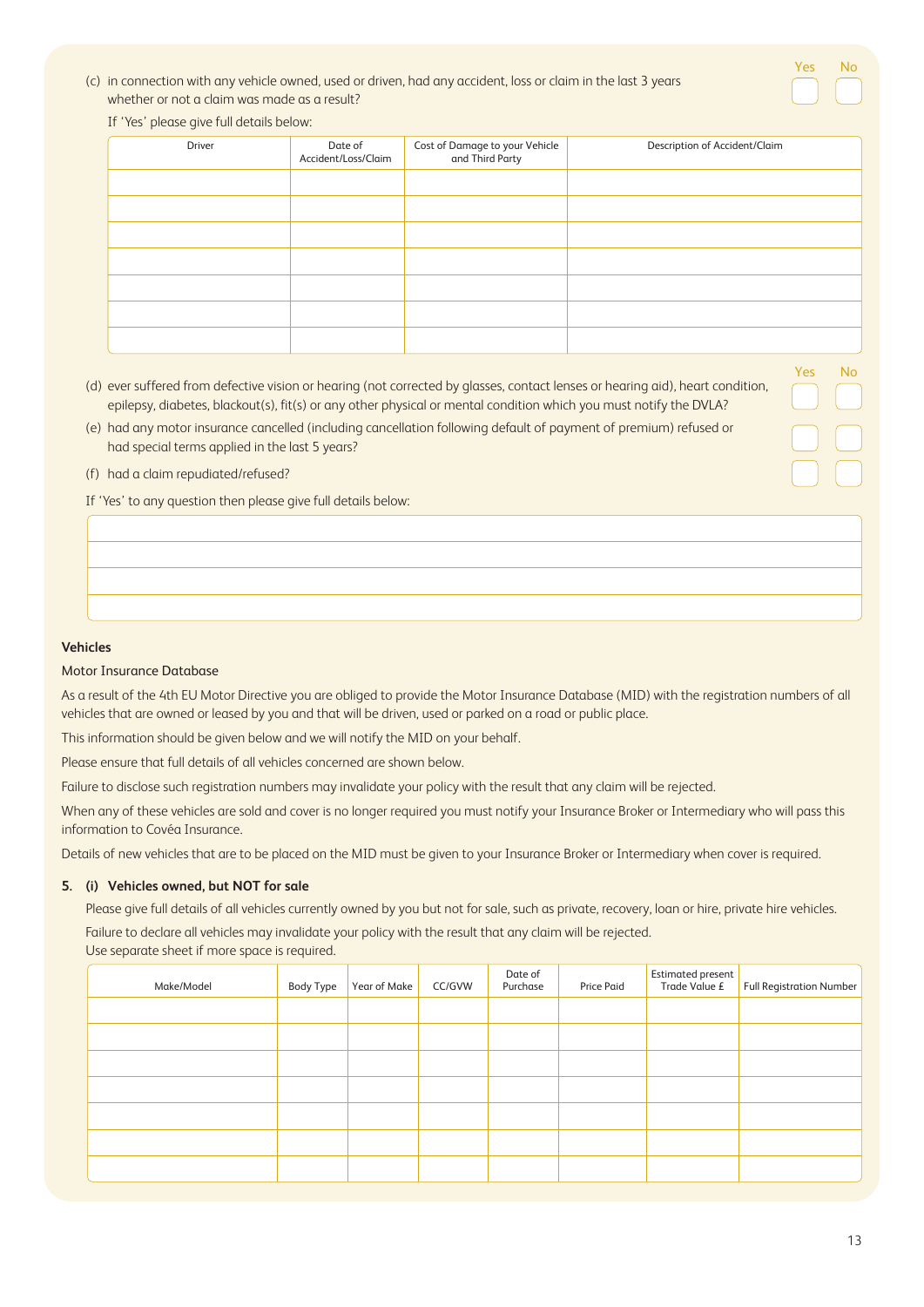(c) in connection with any vehicle owned, used or driven, had any accident, loss or claim in the last 3 years whether or not a claim was made as a result? Yes ☐ No ☐

If 'Yes' please give full details below:

| Driver | Date of Accident/Loss/Claim | Cost of Damage to your Vehicle and Third Party | Description of Accident/Claim |
|---|---|---|---|
| | | | |
| | | | |
| | | | |
| | | | |
| | | | |
| | | | |
| | | | |

| | Yes | No |
|---|---|---|
| (d) ever suffered from defective vision or hearing (not corrected by glasses, contact lenses or hearing aid), heart condition, epilepsy, diabetes, blackout(s), fit(s) or any other physical or mental condition which you must notify the DVLA? | ☐ | ☐ |
| (e) had any motor insurance cancelled (including cancellation following default of payment of premium) refused or had special terms applied in the last 5 years? | ☐ | ☐ |
| (f) had a claim repudiated/refused? | ☐ | ☐ |

If 'Yes' to any question then please give full details below:

| |
|---|
| |
| |
| |
| |

**Vehicles**

Motor Insurance Database

As a result of the 4th EU Motor Directive you are obliged to provide the Motor Insurance Database (MID) with the registration numbers of all vehicles that are owned or leased by you and that will be driven, used or parked on a road or public place.

This information should be given below and we will notify the MID on your behalf.

Please ensure that full details of all vehicles concerned are shown below.

Failure to disclose such registration numbers may invalidate your policy with the result that any claim will be rejected.

When any of these vehicles are sold and cover is no longer required you must notify your Insurance Broker or Intermediary who will pass this information to Covéa Insurance.

Details of new vehicles that are to be placed on the MID must be given to your Insurance Broker or Intermediary when cover is required.

**5. (i) Vehicles owned, but NOT for sale**

Please give full details of all vehicles currently owned by you but not for sale, such as private, recovery, loan or hire, private hire vehicles.

Failure to declare all vehicles may invalidate your policy with the result that any claim will be rejected.
Use separate sheet if more space is required.

| Make/Model | Body Type | Year of Make | CC/GVW | Date of Purchase | Price Paid | Estimated present Trade Value £ | Full Registration Number |
|---|---|---|---|---|---|---|---|
| | | | | | | | |
| | | | | | | | |
| | | | | | | | |
| | | | | | | | |
| | | | | | | | |
| | | | | | | | |
| | | | | | | | |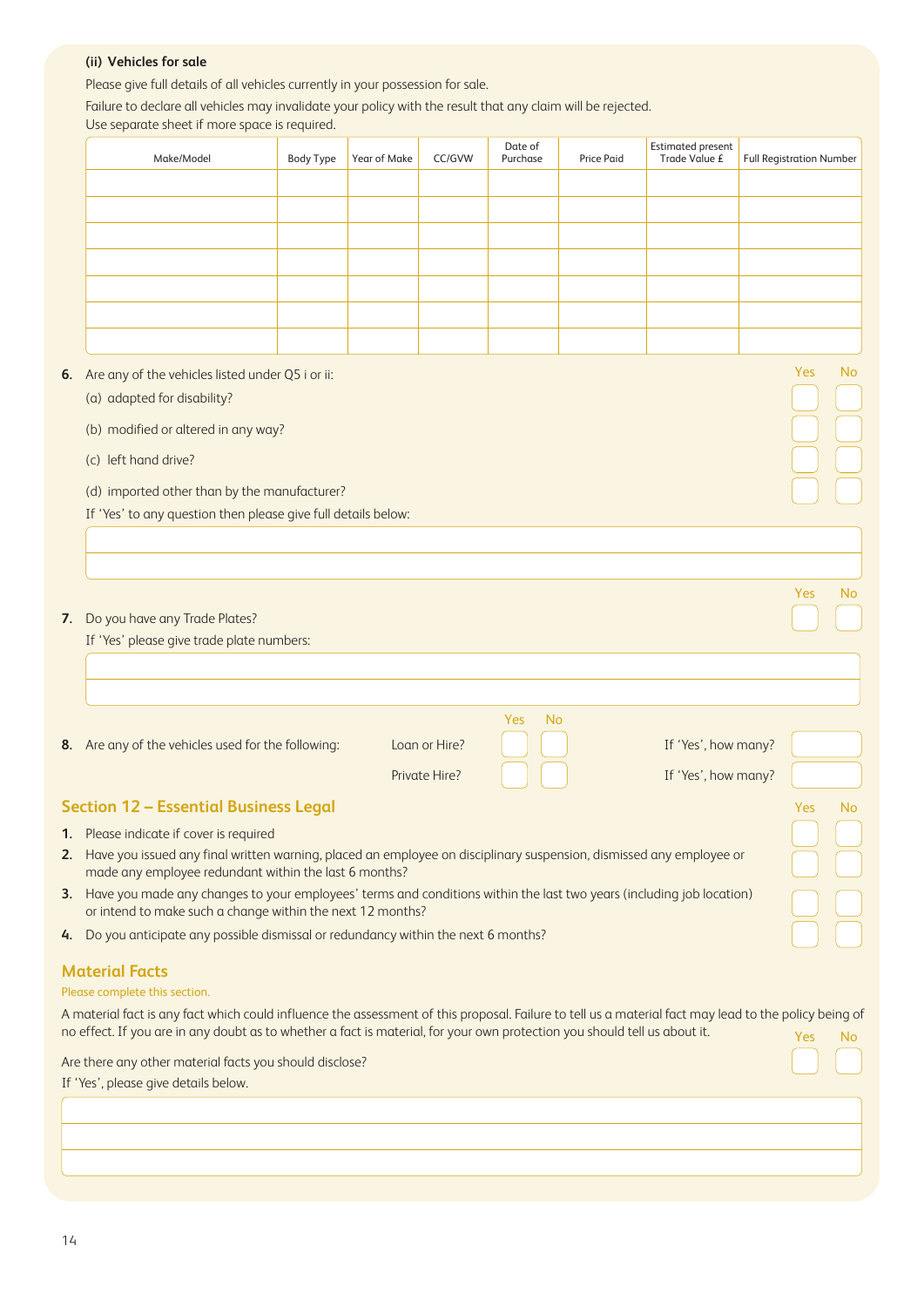### (ii) Vehicles for sale

Please give full details of all vehicles currently in your possession for sale.

Failure to declare all vehicles may invalidate your policy with the result that any claim will be rejected.

Use separate sheet if more space is required.

| Make/Model | Body Type | Year of Make | CC/GVW | Date of Purchase | Price Paid | Estimated present Trade Value £ | Full Registration Number |
|---|---|---|---|---|---|---|---|
| | | | | | | | |
| | | | | | | | |
| | | | | | | | |
| | | | | | | | |
| | | | | | | | |
| | | | | | | | |
| | | | | | | | |

**6.** Are any of the vehicles listed under Q5 i or ii:

| | Yes | No |
|---|---|---|
| (a) adapted for disability? | | |
| (b) modified or altered in any way? | | |
| (c) left hand drive? | | |
| (d) imported other than by the manufacturer? | | |

If 'Yes' to any question then please give full details below:

**7.** Do you have any Trade Plates? Yes / No

If 'Yes' please give trade plate numbers:

**8.** Are any of the vehicles used for the following:

| | Yes | No | |
|---|---|---|---|
| Loan or Hire? | | | If 'Yes', how many? |
| Private Hire? | | | If 'Yes', how many? |

## Section 12 – Essential Business Legal

| | Yes | No |
|---|---|---|
| **1.** Please indicate if cover is required | | |
| **2.** Have you issued any final written warning, placed an employee on disciplinary suspension, dismissed any employee or made any employee redundant within the last 6 months? | | |
| **3.** Have you made any changes to your employees' terms and conditions within the last two years (including job location) or intend to make such a change within the next 12 months? | | |
| **4.** Do you anticipate any possible dismissal or redundancy within the next 6 months? | | |

## Material Facts

Please complete this section.

A material fact is any fact which could influence the assessment of this proposal. Failure to tell us a material fact may lead to the policy being of no effect. If you are in any doubt as to whether a fact is material, for your own protection you should tell us about it.

Are there any other material facts you should disclose? Yes / No

If 'Yes', please give details below.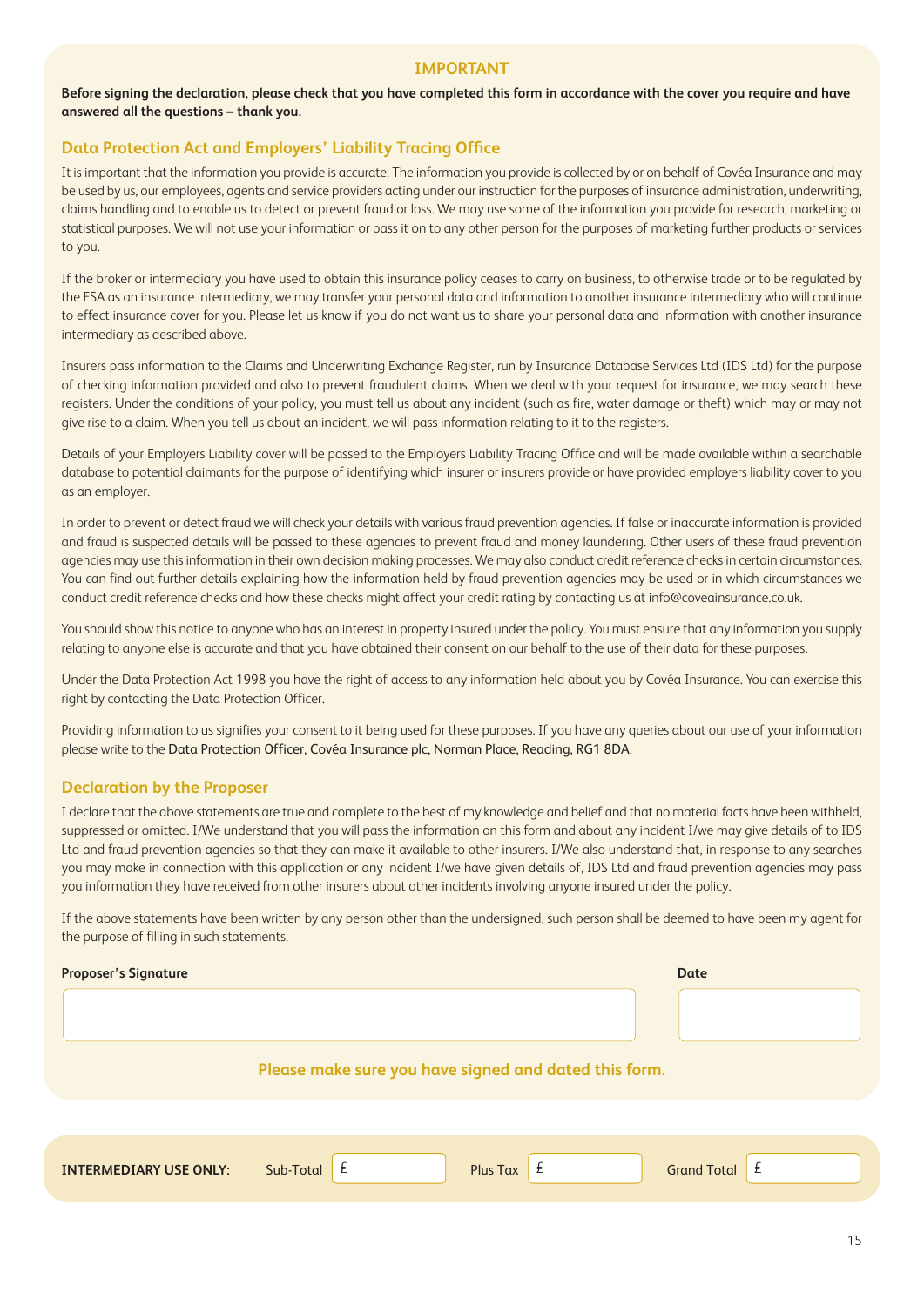## IMPORTANT

**Before signing the declaration, please check that you have completed this form in accordance with the cover you require and have answered all the questions – thank you.**

### Data Protection Act and Employers' Liability Tracing Office

It is important that the information you provide is accurate. The information you provide is collected by or on behalf of Covéa Insurance and may be used by us, our employees, agents and service providers acting under our instruction for the purposes of insurance administration, underwriting, claims handling and to enable us to detect or prevent fraud or loss. We may use some of the information you provide for research, marketing or statistical purposes. We will not use your information or pass it on to any other person for the purposes of marketing further products or services to you.

If the broker or intermediary you have used to obtain this insurance policy ceases to carry on business, to otherwise trade or to be regulated by the FSA as an insurance intermediary, we may transfer your personal data and information to another insurance intermediary who will continue to effect insurance cover for you. Please let us know if you do not want us to share your personal data and information with another insurance intermediary as described above.

Insurers pass information to the Claims and Underwriting Exchange Register, run by Insurance Database Services Ltd (IDS Ltd) for the purpose of checking information provided and also to prevent fraudulent claims. When we deal with your request for insurance, we may search these registers. Under the conditions of your policy, you must tell us about any incident (such as fire, water damage or theft) which may or may not give rise to a claim. When you tell us about an incident, we will pass information relating to it to the registers.

Details of your Employers Liability cover will be passed to the Employers Liability Tracing Office and will be made available within a searchable database to potential claimants for the purpose of identifying which insurer or insurers provide or have provided employers liability cover to you as an employer.

In order to prevent or detect fraud we will check your details with various fraud prevention agencies. If false or inaccurate information is provided and fraud is suspected details will be passed to these agencies to prevent fraud and money laundering. Other users of these fraud prevention agencies may use this information in their own decision making processes. We may also conduct credit reference checks in certain circumstances. You can find out further details explaining how the information held by fraud prevention agencies may be used or in which circumstances we conduct credit reference checks and how these checks might affect your credit rating by contacting us at info@coveainsurance.co.uk.

You should show this notice to anyone who has an interest in property insured under the policy. You must ensure that any information you supply relating to anyone else is accurate and that you have obtained their consent on our behalf to the use of their data for these purposes.

Under the Data Protection Act 1998 you have the right of access to any information held about you by Covéa Insurance. You can exercise this right by contacting the Data Protection Officer.

Providing information to us signifies your consent to it being used for these purposes. If you have any queries about our use of your information please write to the Data Protection Officer, Covéa Insurance plc, Norman Place, Reading, RG1 8DA.

### Declaration by the Proposer

I declare that the above statements are true and complete to the best of my knowledge and belief and that no material facts have been withheld, suppressed or omitted. I/We understand that you will pass the information on this form and about any incident I/we may give details of to IDS Ltd and fraud prevention agencies so that they can make it available to other insurers. I/We also understand that, in response to any searches you may make in connection with this application or any incident I/we have given details of, IDS Ltd and fraud prevention agencies may pass you information they have received from other insurers about other incidents involving anyone insured under the policy.

If the above statements have been written by any person other than the undersigned, such person shall be deemed to have been my agent for the purpose of filling in such statements.

**Proposer's Signature** ____________________ **Date** ____________

**Please make sure you have signed and dated this form.**

**INTERMEDIARY USE ONLY:** Sub-Total £ ________ Plus Tax £ ________ Grand Total £ ________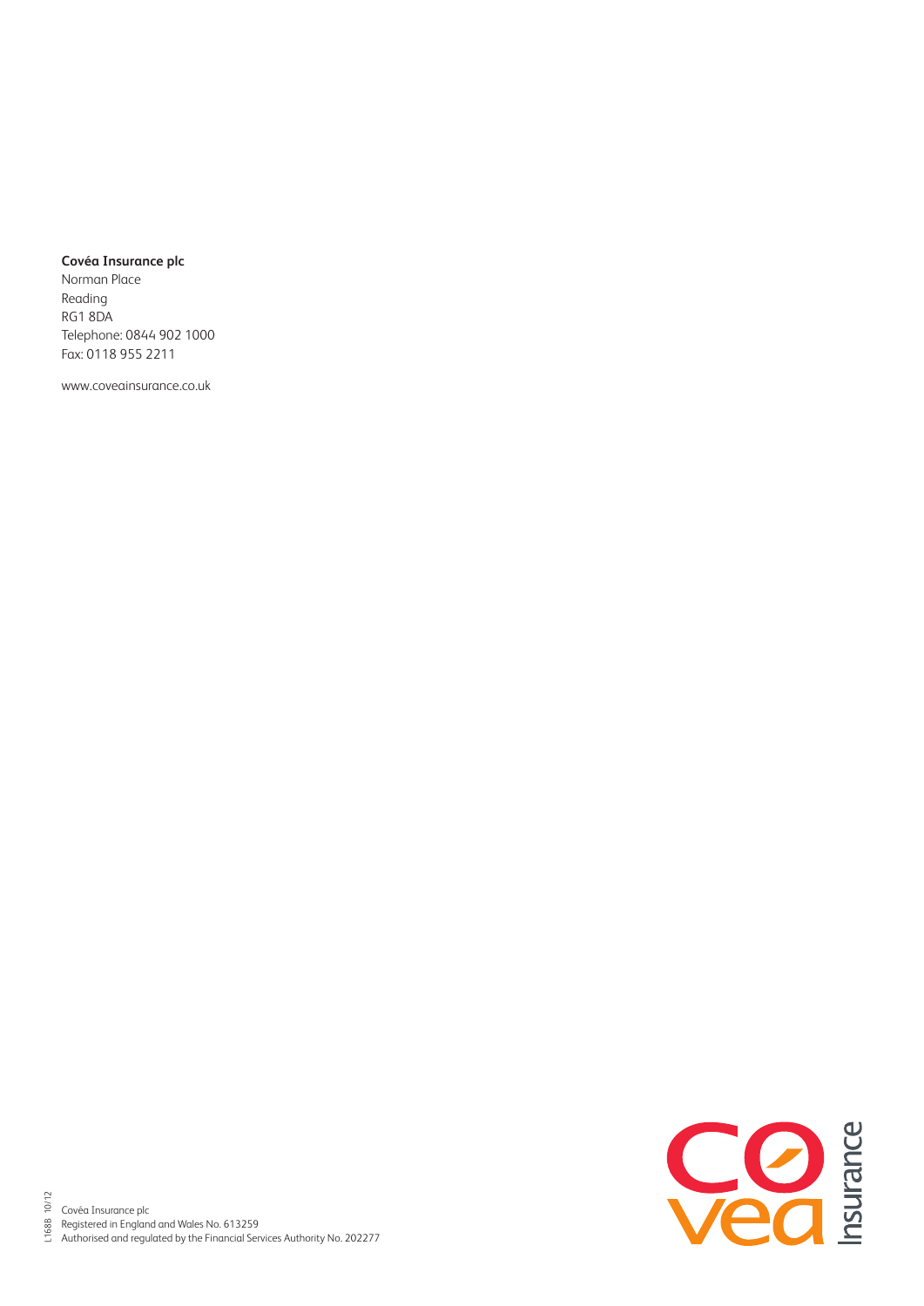**Covéa Insurance plc**
Norman Place
Reading
RG1 8DA
Telephone: 0844 902 1000
Fax: 0118 955 2211

www.coveainsurance.co.uk

L1688 10/12

Covéa Insurance plc
Registered in England and Wales No. 613259
Authorised and regulated by the Financial Services Authority No. 202277